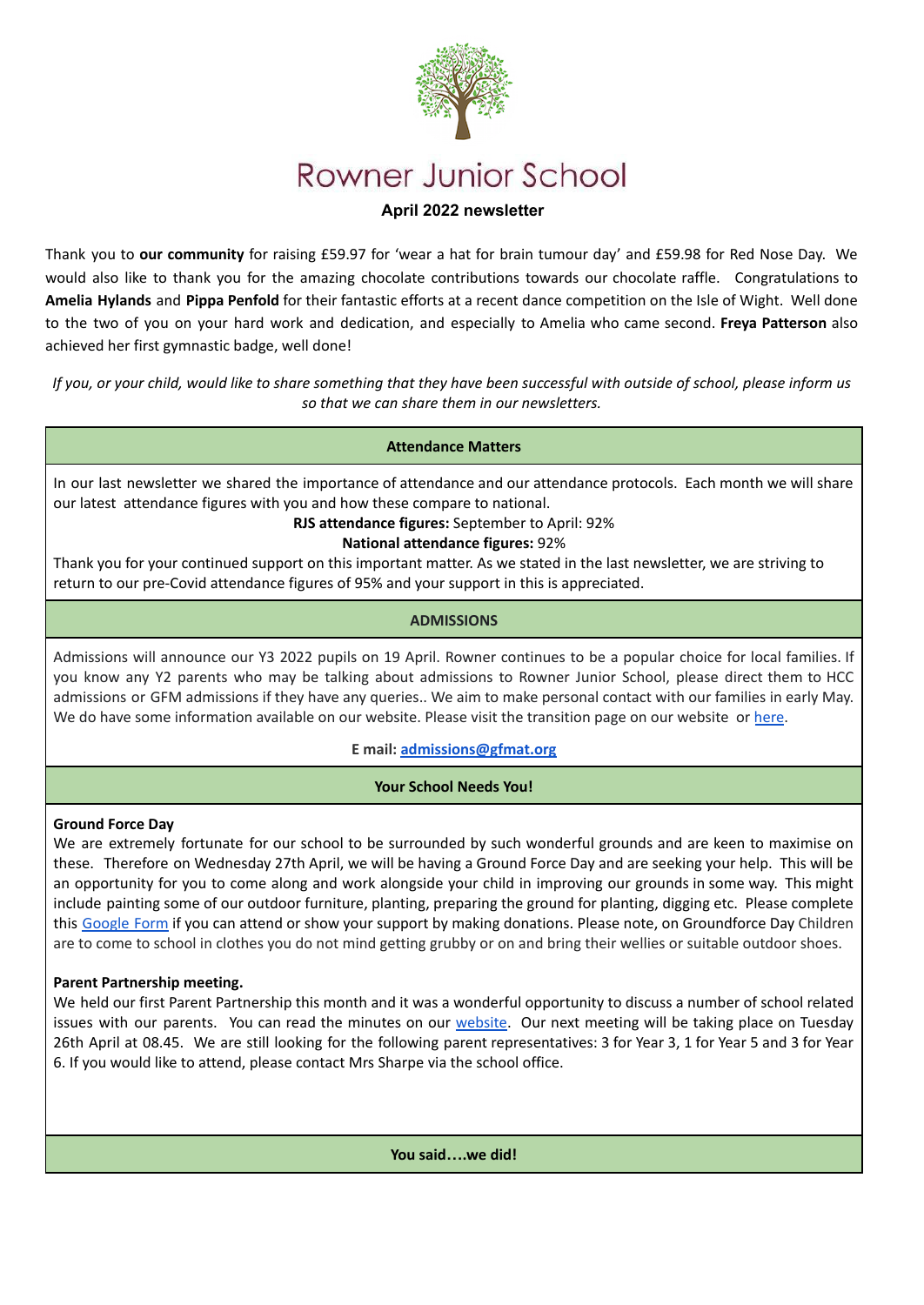# Rowner Junior School

## April 2022 newsletter

Thank you to **our community** for raising £59.97 for 'wear a hat for brain tumour day' and £59.98 for Red Nose Day. We would also like to thank you for the amazing chocolate contributions towards our chocolate raffle. Congratulations to **Amelia Hylands** and **Pippa Penfold** for their fantastic efforts at a recent dance competition on the Isle of Wight. Well done to the two of you on your hard work and dedication, and especially to Amelia who came second. **Freya Patterson** also achieved her first gymnastic badge, well done!

*If you, or your child, would like to share something that they have been successful with outside of school, please inform us so that we can share them in our newsletters.*

### Attendance Matters

In our last newsletter we shared the importance of attendance and our attendance protocols. Each month we will share our latest attendance figures with you and how these compare to national.

**RJS attendance figures:** September to April: 92%

**National attendance figures:** 92%

Thank you for your continued support on this important matter. As we stated in the last newsletter, we are striving to return to our pre-Covid attendance figures of 95% and your support in this is appreciated.

### ADMISSIONS

Admissions will announce our Y3 2022 pupils on 19 April. Rowner continues to be a popular choice for local families. If you know any Y2 parents who may be talking about admissions to Rowner Junior School, please direct them to HCC admissions or GFM admissions if they have any queries.. We aim to make personal contact with our families in early May. We do have some information available on our website. Please visit the transition page on our website or here.

**E mail: admissions@gfmat.org**

### Your School Needs You!

**Ground Force Day**

We are extremely fortunate for our school to be surrounded by such wonderful grounds and are keen to maximise on these. Therefore on Wednesday 27th April, we will be having a Ground Force Day and are seeking your help. This will be an opportunity for you to come along and work alongside your child in improving our grounds in some way. This might include painting some of our outdoor furniture, planting, preparing the ground for planting, digging etc. Please complete this Google Form if you can attend or show your support by making donations. Please note, on Groundforce Day Children are to come to school in clothes you do not mind getting grubby or on and bring their wellies or suitable outdoor shoes.

**Parent Partnership meeting.**

We held our first Parent Partnership this month and it was a wonderful opportunity to discuss a number of school related issues with our parents. You can read the minutes on our website. Our next meeting will be taking place on Tuesday 26th April at 08.45. We are still looking for the following parent representatives: 3 for Year 3, 1 for Year 5 and 3 for Year 6. If you would like to attend, please contact Mrs Sharpe via the school office.

### You said….we did!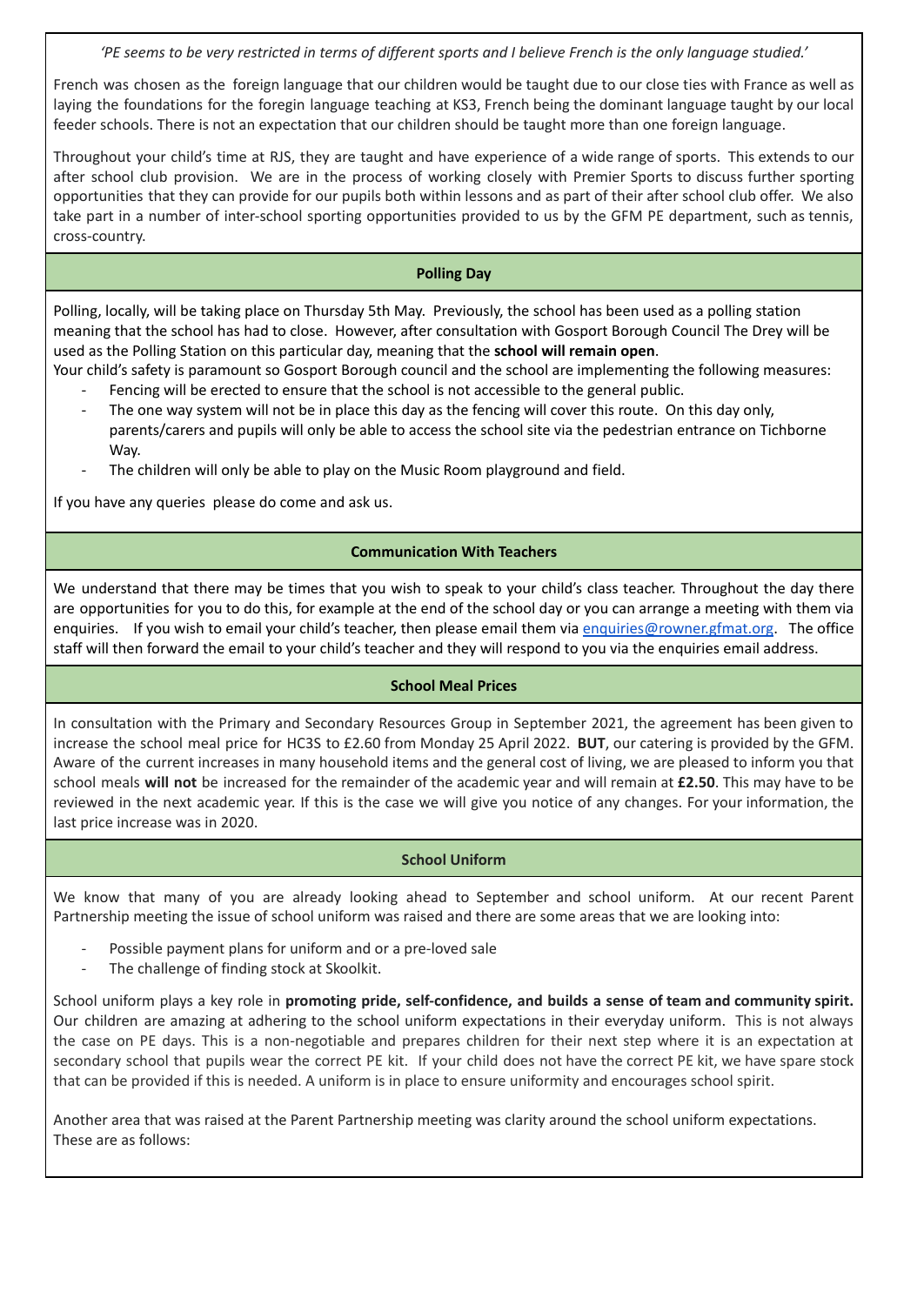*'PE seems to be very restricted in terms of different sports and I believe French is the only language studied.'*

French was chosen as the foreign language that our children would be taught due to our close ties with France as well as laying the foundations for the foregin language teaching at KS3, French being the dominant language taught by our local feeder schools. There is not an expectation that our children should be taught more than one foreign language.

Throughout your child's time at RJS, they are taught and have experience of a wide range of sports. This extends to our after school club provision. We are in the process of working closely with Premier Sports to discuss further sporting opportunities that they can provide for our pupils both within lessons and as part of their after school club offer. We also take part in a number of inter-school sporting opportunities provided to us by the GFM PE department, such as tennis, cross-country.

## Polling Day

Polling, locally, will be taking place on Thursday 5th May. Previously, the school has been used as a polling station meaning that the school has had to close. However, after consultation with Gosport Borough Council The Drey will be used as the Polling Station on this particular day, meaning that the **school will remain open**.

Your child's safety is paramount so Gosport Borough council and the school are implementing the following measures:

- Fencing will be erected to ensure that the school is not accessible to the general public.
- The one way system will not be in place this day as the fencing will cover this route. On this day only, parents/carers and pupils will only be able to access the school site via the pedestrian entrance on Tichborne Way.
- The children will only be able to play on the Music Room playground and field.

If you have any queries please do come and ask us.

## Communication With Teachers

We understand that there may be times that you wish to speak to your child's class teacher. Throughout the day there are opportunities for you to do this, for example at the end of the school day or you can arrange a meeting with them via enquiries. If you wish to email your child's teacher, then please email them via enquiries@rowner.gfmat.org. The office staff will then forward the email to your child's teacher and they will respond to you via the enquiries email address.

## School Meal Prices

In consultation with the Primary and Secondary Resources Group in September 2021, the agreement has been given to increase the school meal price for HC3S to £2.60 from Monday 25 April 2022. **BUT**, our catering is provided by the GFM. Aware of the current increases in many household items and the general cost of living, we are pleased to inform you that school meals **will not** be increased for the remainder of the academic year and will remain at **£2.50**. This may have to be reviewed in the next academic year. If this is the case we will give you notice of any changes. For your information, the last price increase was in 2020.

## School Uniform

We know that many of you are already looking ahead to September and school uniform. At our recent Parent Partnership meeting the issue of school uniform was raised and there are some areas that we are looking into:

- Possible payment plans for uniform and or a pre-loved sale
- The challenge of finding stock at Skoolkit.

School uniform plays a key role in **promoting pride, self-confidence, and builds a sense of team and community spirit.** Our children are amazing at adhering to the school uniform expectations in their everyday uniform. This is not always the case on PE days. This is a non-negotiable and prepares children for their next step where it is an expectation at secondary school that pupils wear the correct PE kit. If your child does not have the correct PE kit, we have spare stock that can be provided if this is needed. A uniform is in place to ensure uniformity and encourages school spirit.

Another area that was raised at the Parent Partnership meeting was clarity around the school uniform expectations. These are as follows: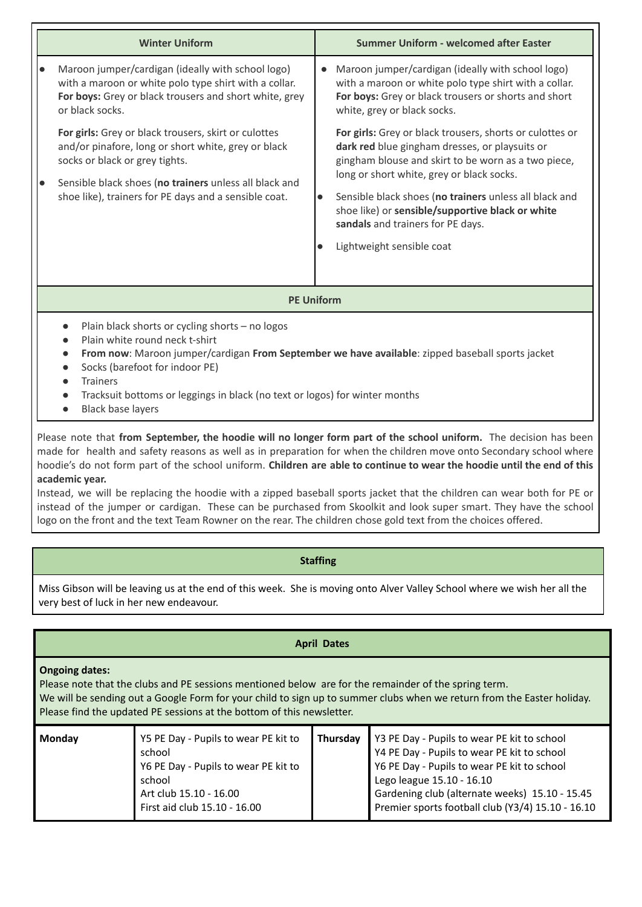| Winter Uniform | Summer Uniform - welcomed after Easter |
|---|---|
| • Maroon jumper/cardigan (ideally with school logo) with a maroon or white polo type shirt with a collar. **For boys:** Grey or black trousers and short white, grey or black socks.<br><br>**For girls:** Grey or black trousers, skirt or culottes and/or pinafore, long or short white, grey or black socks or black or grey tights.<br><br>• Sensible black shoes (**no trainers** unless all black and shoe like), trainers for PE days and a sensible coat. | • Maroon jumper/cardigan (ideally with school logo) with a maroon or white polo type shirt with a collar. **For boys:** Grey or black trousers or shorts and short white, grey or black socks.<br><br>**For girls:** Grey or black trousers, shorts or culottes or **dark red** blue gingham dresses, or playsuits or gingham blouse and skirt to be worn as a two piece, long or short white, grey or black socks.<br><br>• Sensible black shoes (**no trainers** unless all black and shoe like) or **sensible/supportive black or white sandals** and trainers for PE days.<br><br>• Lightweight sensible coat |

### PE Uniform

- Plain black shorts or cycling shorts – no logos
- Plain white round neck t-shirt
- **From now**: Maroon jumper/cardigan **From September we have available**: zipped baseball sports jacket
- Socks (barefoot for indoor PE)
- Trainers
- Tracksuit bottoms or leggings in black (no text or logos) for winter months
- Black base layers

Please note that **from September, the hoodie will no longer form part of the school uniform.** The decision has been made for health and safety reasons as well as in preparation for when the children move onto Secondary school where hoodie's do not form part of the school uniform. **Children are able to continue to wear the hoodie until the end of this academic year.**

Instead, we will be replacing the hoodie with a zipped baseball sports jacket that the children can wear both for PE or instead of the jumper or cardigan. These can be purchased from Skoolkit and look super smart. They have the school logo on the front and the text Team Rowner on the rear. The children chose gold text from the choices offered.

## Staffing

Miss Gibson will be leaving us at the end of this week. She is moving onto Alver Valley School where we wish her all the very best of luck in her new endeavour.

## April Dates

**Ongoing dates:**

Please note that the clubs and PE sessions mentioned below are for the remainder of the spring term.

We will be sending out a Google Form for your child to sign up to summer clubs when we return from the Easter holiday. Please find the updated PE sessions at the bottom of this newsletter.

| Monday | | Thursday | |
|---|---|---|---|
| | Y5 PE Day - Pupils to wear PE kit to school<br>Y6 PE Day - Pupils to wear PE kit to school<br>Art club 15.10 - 16.00<br>First aid club 15.10 - 16.00 | | Y3 PE Day - Pupils to wear PE kit to school<br>Y4 PE Day - Pupils to wear PE kit to school<br>Y6 PE Day - Pupils to wear PE kit to school<br>Lego league 15.10 - 16.10<br>Gardening club (alternate weeks) 15.10 - 15.45<br>Premier sports football club (Y3/4) 15.10 - 16.10 |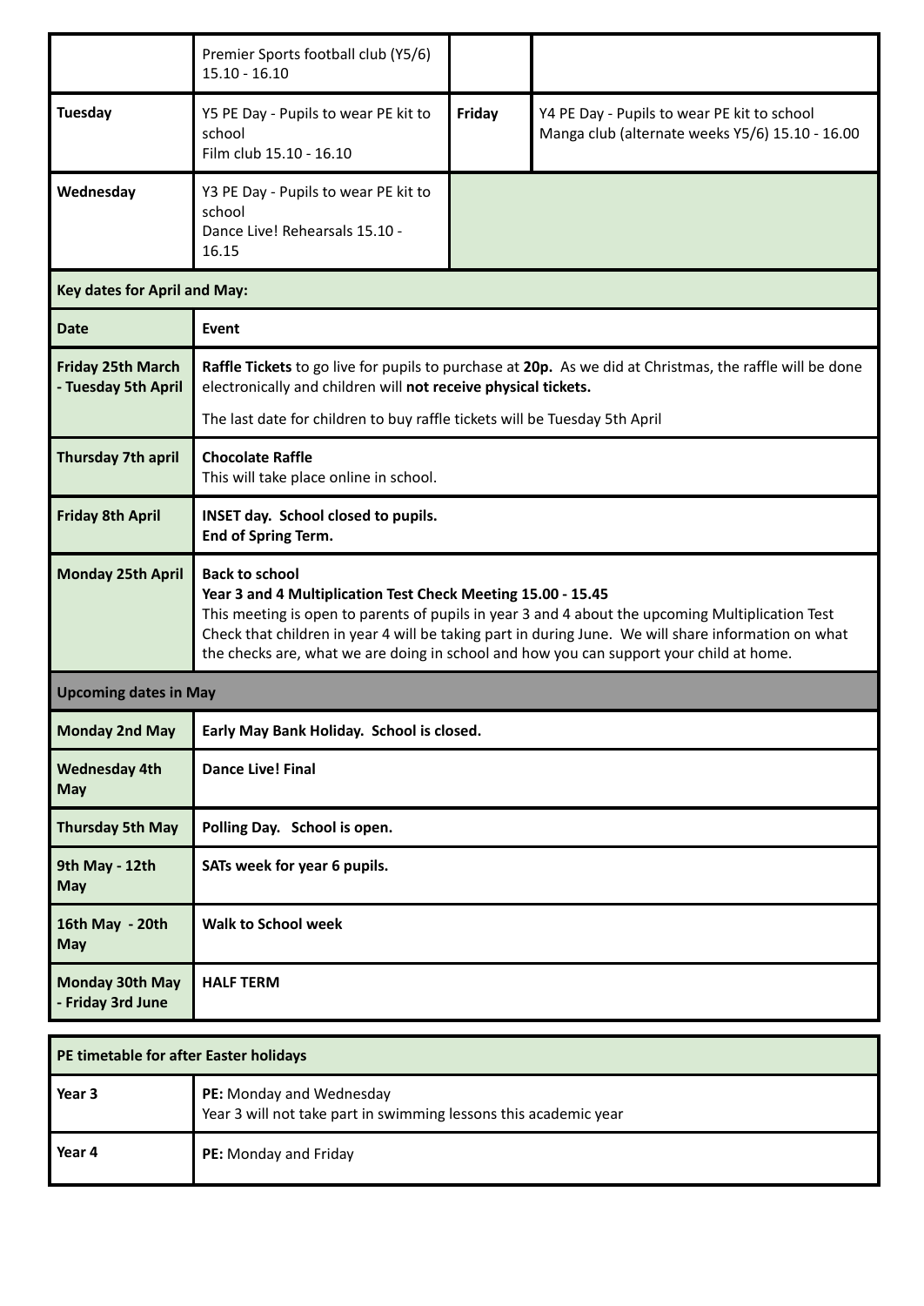| | | | |
|---|---|---|---|
| | Premier Sports football club (Y5/6) 15.10 - 16.10 | | |
| **Tuesday** | Y5 PE Day - Pupils to wear PE kit to school<br>Film club 15.10 - 16.10 | **Friday** | Y4 PE Day - Pupils to wear PE kit to school<br>Manga club (alternate weeks Y5/6) 15.10 - 16.00 |
| **Wednesday** | Y3 PE Day - Pupils to wear PE kit to school<br>Dance Live! Rehearsals 15.10 - 16.15 | | |

| **Key dates for April and May:** | |
|---|---|
| **Date** | **Event** |
| **Friday 25th March - Tuesday 5th April** | **Raffle Tickets** to go live for pupils to purchase at **20p.** As we did at Christmas, the raffle will be done electronically and children will **not receive physical tickets.**<br>The last date for children to buy raffle tickets will be Tuesday 5th April |
| **Thursday 7th april** | **Chocolate Raffle**<br>This will take place online in school. |
| **Friday 8th April** | **INSET day. School closed to pupils.**<br>**End of Spring Term.** |
| **Monday 25th April** | **Back to school**<br>**Year 3 and 4 Multiplication Test Check Meeting 15.00 - 15.45**<br>This meeting is open to parents of pupils in year 3 and 4 about the upcoming Multiplication Test Check that children in year 4 will be taking part in during June. We will share information on what the checks are, what we are doing in school and how you can support your child at home. |
| **Upcoming dates in May** | |
| **Monday 2nd May** | **Early May Bank Holiday. School is closed.** |
| **Wednesday 4th May** | **Dance Live! Final** |
| **Thursday 5th May** | **Polling Day. School is open.** |
| **9th May - 12th May** | **SATs week for year 6 pupils.** |
| **16th May - 20th May** | **Walk to School week** |
| **Monday 30th May - Friday 3rd June** | **HALF TERM** |

| **PE timetable for after Easter holidays** | |
|---|---|
| **Year 3** | **PE:** Monday and Wednesday<br>Year 3 will not take part in swimming lessons this academic year |
| **Year 4** | **PE:** Monday and Friday |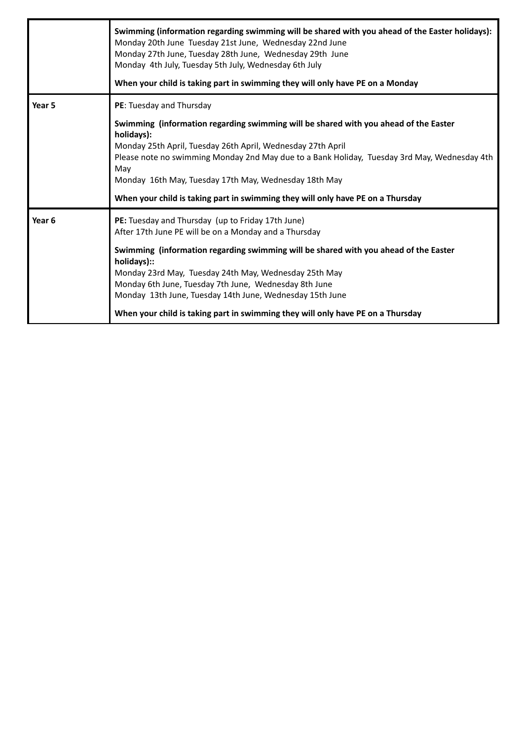| | |
|---|---|
| | **Swimming (information regarding swimming will be shared with you ahead of the Easter holidays):**<br>Monday 20th June  Tuesday 21st June,  Wednesday 22nd June<br>Monday 27th June, Tuesday 28th June,  Wednesday 29th  June<br>Monday  4th July, Tuesday 5th July, Wednesday 6th July<br><br>**When your child is taking part in swimming they will only have PE on a Monday** |
| **Year 5** | **PE**: Tuesday and Thursday<br><br>**Swimming  (information regarding swimming will be shared with you ahead of the Easter holidays):**<br>Monday 25th April, Tuesday 26th April, Wednesday 27th April<br>Please note no swimming Monday 2nd May due to a Bank Holiday,  Tuesday 3rd May, Wednesday 4th May<br>Monday  16th May, Tuesday 17th May, Wednesday 18th May<br><br>**When your child is taking part in swimming they will only have PE on a Thursday** |
| **Year 6** | **PE:** Tuesday and Thursday  (up to Friday 17th June)<br>After 17th June PE will be on a Monday and a Thursday<br><br>**Swimming  (information regarding swimming will be shared with you ahead of the Easter holidays)::**<br>Monday 23rd May,  Tuesday 24th May, Wednesday 25th May<br>Monday 6th June, Tuesday 7th June,  Wednesday 8th June<br>Monday  13th June, Tuesday 14th June, Wednesday 15th June<br><br>**When your child is taking part in swimming they will only have PE on a Thursday** |